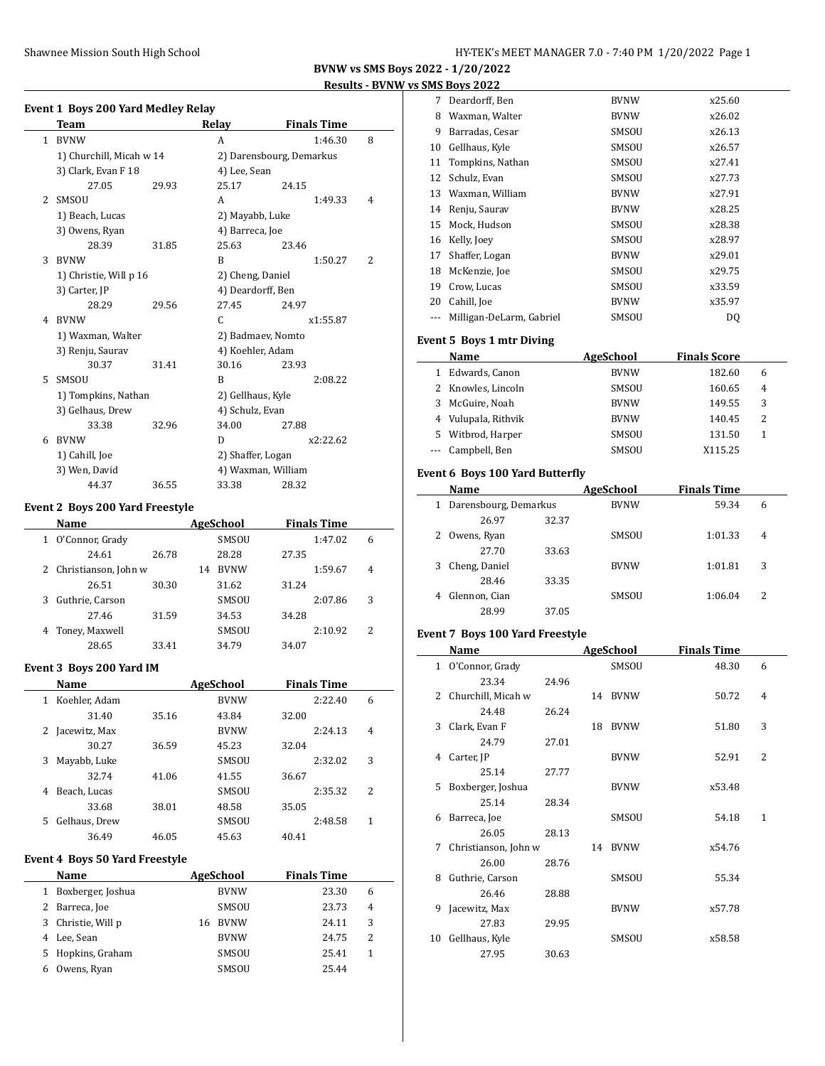## BVNW vs SMS Boys 2022 - 1/20/2022

### Results - BVNW vs SMS Boys 2022

#### Event 1 Boys 200 Yard Medley Relay

| | Team | Relay | Finals Time | |
|---|---|---|---|---|
| 1 | BVNW | A | 1:46.30 | 8 |
| | 1) Churchill, Micah w 14 | 2) Darensbourg, Demarkus | | |
| | 3) Clark, Evan F 18 | 4) Lee, Sean | | |
| | 27.05 29.93 | 25.17 24.15 | | |
| 2 | SMSOU | A | 1:49.33 | 4 |
| | 1) Beach, Lucas | 2) Mayabb, Luke | | |
| | 3) Owens, Ryan | 4) Barreca, Joe | | |
| | 28.39 31.85 | 25.63 23.46 | | |
| 3 | BVNW | B | 1:50.27 | 2 |
| | 1) Christie, Will p 16 | 2) Cheng, Daniel | | |
| | 3) Carter, JP | 4) Deardorff, Ben | | |
| | 28.29 29.56 | 27.45 24.97 | | |
| 4 | BVNW | C | x1:55.87 | |
| | 1) Waxman, Walter | 2) Badmaev, Nomto | | |
| | 3) Renju, Saurav | 4) Koehler, Adam | | |
| | 30.37 31.41 | 30.16 23.93 | | |
| 5 | SMSOU | B | 2:08.22 | |
| | 1) Tompkins, Nathan | 2) Gellhaus, Kyle | | |
| | 3) Gelhaus, Drew | 4) Schulz, Evan | | |
| | 33.38 32.96 | 34.00 27.88 | | |
| 6 | BVNW | D | x2:22.62 | |
| | 1) Cahill, Joe | 2) Shaffer, Logan | | |
| | 3) Wen, David | 4) Waxman, William | | |
| | 44.37 36.55 | 33.38 28.32 | | |

#### Event 2 Boys 200 Yard Freestyle

| | Name | Age | School | Finals Time | |
|---|---|---|---|---|---|
| 1 | O'Connor, Grady | | SMSOU | 1:47.02 | 6 |
| | 24.61 26.78 28.28 27.35 | | | | |
| 2 | Christianson, John w | 14 | BVNW | 1:59.67 | 4 |
| | 26.51 30.30 31.62 31.24 | | | | |
| 3 | Guthrie, Carson | | SMSOU | 2:07.86 | 3 |
| | 27.46 31.59 34.53 34.28 | | | | |
| 4 | Toney, Maxwell | | SMSOU | 2:10.92 | 2 |
| | 28.65 33.41 34.79 34.07 | | | | |

#### Event 3 Boys 200 Yard IM

| | Name | Age | School | Finals Time | |
|---|---|---|---|---|---|
| 1 | Koehler, Adam | | BVNW | 2:22.40 | 6 |
| | 31.40 35.16 43.84 32.00 | | | | |
| 2 | Jacewitz, Max | | BVNW | 2:24.13 | 4 |
| | 30.27 36.59 45.23 32.04 | | | | |
| 3 | Mayabb, Luke | | SMSOU | 2:32.02 | 3 |
| | 32.74 41.06 41.55 36.67 | | | | |
| 4 | Beach, Lucas | | SMSOU | 2:35.32 | 2 |
| | 33.68 38.01 48.58 35.05 | | | | |
| 5 | Gelhaus, Drew | | SMSOU | 2:48.58 | 1 |
| | 36.49 46.05 45.63 40.41 | | | | |

#### Event 4 Boys 50 Yard Freestyle

| | Name | Age | School | Finals Time | |
|---|---|---|---|---|---|
| 1 | Boxberger, Joshua | | BVNW | 23.30 | 6 |
| 2 | Barreca, Joe | | SMSOU | 23.73 | 4 |
| 3 | Christie, Will p | 16 | BVNW | 24.11 | 3 |
| 4 | Lee, Sean | | BVNW | 24.75 | 2 |
| 5 | Hopkins, Graham | | SMSOU | 25.41 | 1 |
| 6 | Owens, Ryan | | SMSOU | 25.44 | |
| 7 | Deardorff, Ben | | BVNW | x25.60 | |
| 8 | Waxman, Walter | | BVNW | x26.02 | |
| 9 | Barradas, Cesar | | SMSOU | x26.13 | |
| 10 | Gellhaus, Kyle | | SMSOU | x26.57 | |
| 11 | Tompkins, Nathan | | SMSOU | x27.41 | |
| 12 | Schulz, Evan | | SMSOU | x27.73 | |
| 13 | Waxman, William | | BVNW | x27.91 | |
| 14 | Renju, Saurav | | BVNW | x28.25 | |
| 15 | Mock, Hudson | | SMSOU | x28.38 | |
| 16 | Kelly, Joey | | SMSOU | x28.97 | |
| 17 | Shaffer, Logan | | BVNW | x29.01 | |
| 18 | McKenzie, Joe | | SMSOU | x29.75 | |
| 19 | Crow, Lucas | | SMSOU | x33.59 | |
| 20 | Cahill, Joe | | BVNW | x35.97 | |
| --- | Milligan-DeLarm, Gabriel | | SMSOU | DQ | |

#### Event 5 Boys 1 mtr Diving

| | Name | Age | School | Finals Score | |
|---|---|---|---|---|---|
| 1 | Edwards, Canon | | BVNW | 182.60 | 6 |
| 2 | Knowles, Lincoln | | SMSOU | 160.65 | 4 |
| 3 | McGuire, Noah | | BVNW | 149.55 | 3 |
| 4 | Vulupala, Rithvik | | BVNW | 140.45 | 2 |
| 5 | Witbrod, Harper | | SMSOU | 131.50 | 1 |
| --- | Campbell, Ben | | SMSOU | X115.25 | |

#### Event 6 Boys 100 Yard Butterfly

| | Name | Age | School | Finals Time | |
|---|---|---|---|---|---|
| 1 | Darensbourg, Demarkus | | BVNW | 59.34 | 6 |
| | 26.97 32.37 | | | | |
| 2 | Owens, Ryan | | SMSOU | 1:01.33 | 4 |
| | 27.70 33.63 | | | | |
| 3 | Cheng, Daniel | | BVNW | 1:01.81 | 3 |
| | 28.46 33.35 | | | | |
| 4 | Glennon, Cian | | SMSOU | 1:06.04 | 2 |
| | 28.99 37.05 | | | | |

#### Event 7 Boys 100 Yard Freestyle

| | Name | Age | School | Finals Time | |
|---|---|---|---|---|---|
| 1 | O'Connor, Grady | | SMSOU | 48.30 | 6 |
| | 23.34 24.96 | | | | |
| 2 | Churchill, Micah w | 14 | BVNW | 50.72 | 4 |
| | 24.48 26.24 | | | | |
| 3 | Clark, Evan F | 18 | BVNW | 51.80 | 3 |
| | 24.79 27.01 | | | | |
| 4 | Carter, JP | | BVNW | 52.91 | 2 |
| | 25.14 27.77 | | | | |
| 5 | Boxberger, Joshua | | BVNW | x53.48 | |
| | 25.14 28.34 | | | | |
| 6 | Barreca, Joe | | SMSOU | 54.18 | 1 |
| | 26.05 28.13 | | | | |
| 7 | Christianson, John w | 14 | BVNW | x54.76 | |
| | 26.00 28.76 | | | | |
| 8 | Guthrie, Carson | | SMSOU | 55.34 | |
| | 26.46 28.88 | | | | |
| 9 | Jacewitz, Max | | BVNW | x57.78 | |
| | 27.83 29.95 | | | | |
| 10 | Gellhaus, Kyle | | SMSOU | x58.58 | |
| | 27.95 30.63 | | | | |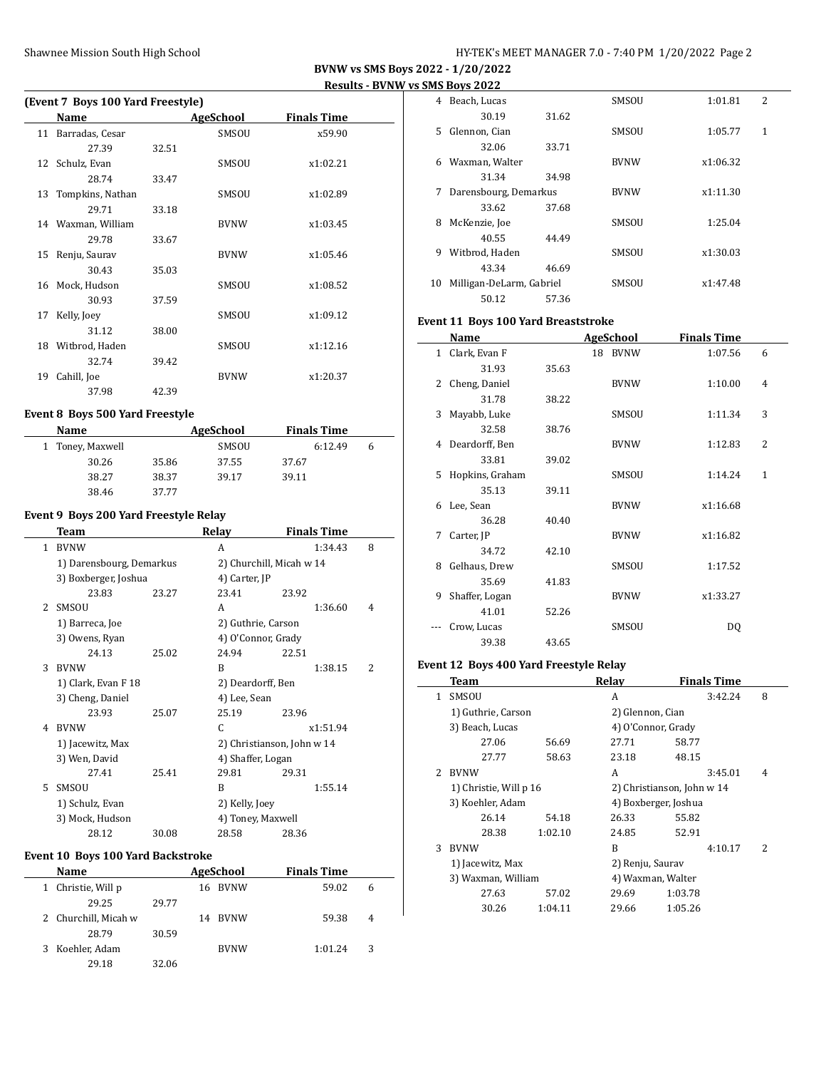**BVNW vs SMS Boys 2022 - 1/20/2022**

**Results - BVNW vs SMS Boys 2022**

### (Event 7 Boys 100 Yard Freestyle)

| | Name | | AgeSchool | Finals Time | |
|---|---|---|---|---|---|
| 11 | Barradas, Cesar | | SMSOU | x59.90 | |
| | 27.39 | 32.51 | | | |
| 12 | Schulz, Evan | | SMSOU | x1:02.21 | |
| | 28.74 | 33.47 | | | |
| 13 | Tompkins, Nathan | | SMSOU | x1:02.89 | |
| | 29.71 | 33.18 | | | |
| 14 | Waxman, William | | BVNW | x1:03.45 | |
| | 29.78 | 33.67 | | | |
| 15 | Renju, Saurav | | BVNW | x1:05.46 | |
| | 30.43 | 35.03 | | | |
| 16 | Mock, Hudson | | SMSOU | x1:08.52 | |
| | 30.93 | 37.59 | | | |
| 17 | Kelly, Joey | | SMSOU | x1:09.12 | |
| | 31.12 | 38.00 | | | |
| 18 | Witbrod, Haden | | SMSOU | x1:12.16 | |
| | 32.74 | 39.42 | | | |
| 19 | Cahill, Joe | | BVNW | x1:20.37 | |
| | 37.98 | 42.39 | | | |

### Event 8 Boys 500 Yard Freestyle

| | Name | | AgeSchool | Finals Time | |
|---|---|---|---|---|---|
| 1 | Toney, Maxwell | | SMSOU | 6:12.49 | 6 |
| | 30.26 | 35.86 | 37.55 | 37.67 | |
| | 38.27 | 38.37 | 39.17 | 39.11 | |
| | 38.46 | 37.77 | | | |

### Event 9 Boys 200 Yard Freestyle Relay

| | Team | | Relay | Finals Time | |
|---|---|---|---|---|---|
| 1 | BVNW | | A | 1:34.43 | 8 |
| | 1) Darensbourg, Demarkus | | 2) Churchill, Micah w 14 | | |
| | 3) Boxberger, Joshua | | 4) Carter, JP | | |
| | 23.83 | 23.27 | 23.41 | 23.92 | |
| 2 | SMSOU | | A | 1:36.60 | 4 |
| | 1) Barreca, Joe | | 2) Guthrie, Carson | | |
| | 3) Owens, Ryan | | 4) O'Connor, Grady | | |
| | 24.13 | 25.02 | 24.94 | 22.51 | |
| 3 | BVNW | | B | 1:38.15 | 2 |
| | 1) Clark, Evan F 18 | | 2) Deardorff, Ben | | |
| | 3) Cheng, Daniel | | 4) Lee, Sean | | |
| | 23.93 | 25.07 | 25.19 | 23.96 | |
| 4 | BVNW | | C | x1:51.94 | |
| | 1) Jacewitz, Max | | 2) Christianson, John w 14 | | |
| | 3) Wen, David | | 4) Shaffer, Logan | | |
| | 27.41 | 25.41 | 29.81 | 29.31 | |
| 5 | SMSOU | | B | 1:55.14 | |
| | 1) Schulz, Evan | | 2) Kelly, Joey | | |
| | 3) Mock, Hudson | | 4) Toney, Maxwell | | |
| | 28.12 | 30.08 | 28.58 | 28.36 | |

### Event 10 Boys 100 Yard Backstroke

| | Name | | AgeSchool | Finals Time | |
|---|---|---|---|---|---|
| 1 | Christie, Will p | | 16 BVNW | 59.02 | 6 |
| | 29.25 | 29.77 | | | |
| 2 | Churchill, Micah w | | 14 BVNW | 59.38 | 4 |
| | 28.79 | 30.59 | | | |
| 3 | Koehler, Adam | | BVNW | 1:01.24 | 3 |
| | 29.18 | 32.06 | | | |
| 4 | Beach, Lucas | | SMSOU | 1:01.81 | 2 |
| | 30.19 | 31.62 | | | |
| 5 | Glennon, Cian | | SMSOU | 1:05.77 | 1 |
| | 32.06 | 33.71 | | | |
| 6 | Waxman, Walter | | BVNW | x1:06.32 | |
| | 31.34 | 34.98 | | | |
| 7 | Darensbourg, Demarkus | | BVNW | x1:11.30 | |
| | 33.62 | 37.68 | | | |
| 8 | McKenzie, Joe | | SMSOU | 1:25.04 | |
| | 40.55 | 44.49 | | | |
| 9 | Witbrod, Haden | | SMSOU | x1:30.03 | |
| | 43.34 | 46.69 | | | |
| 10 | Milligan-DeLarm, Gabriel | | SMSOU | x1:47.48 | |
| | 50.12 | 57.36 | | | |

### Event 11 Boys 100 Yard Breaststroke

| | Name | | AgeSchool | Finals Time | |
|---|---|---|---|---|---|
| 1 | Clark, Evan F | | 18 BVNW | 1:07.56 | 6 |
| | 31.93 | 35.63 | | | |
| 2 | Cheng, Daniel | | BVNW | 1:10.00 | 4 |
| | 31.78 | 38.22 | | | |
| 3 | Mayabb, Luke | | SMSOU | 1:11.34 | 3 |
| | 32.58 | 38.76 | | | |
| 4 | Deardorff, Ben | | BVNW | 1:12.83 | 2 |
| | 33.81 | 39.02 | | | |
| 5 | Hopkins, Graham | | SMSOU | 1:14.24 | 1 |
| | 35.13 | 39.11 | | | |
| 6 | Lee, Sean | | BVNW | x1:16.68 | |
| | 36.28 | 40.40 | | | |
| 7 | Carter, JP | | BVNW | x1:16.82 | |
| | 34.72 | 42.10 | | | |
| 8 | Gelhaus, Drew | | SMSOU | 1:17.52 | |
| | 35.69 | 41.83 | | | |
| 9 | Shaffer, Logan | | BVNW | x1:33.27 | |
| | 41.01 | 52.26 | | | |
| --- | Crow, Lucas | | SMSOU | DQ | |
| | 39.38 | 43.65 | | | |

### Event 12 Boys 400 Yard Freestyle Relay

| | Team | | Relay | Finals Time | |
|---|---|---|---|---|---|
| 1 | SMSOU | | A | 3:42.24 | 8 |
| | 1) Guthrie, Carson | | 2) Glennon, Cian | | |
| | 3) Beach, Lucas | | 4) O'Connor, Grady | | |
| | 27.06 | 56.69 | 27.71 | 58.77 | |
| | 27.77 | 58.63 | 23.18 | 48.15 | |
| 2 | BVNW | | A | 3:45.01 | 4 |
| | 1) Christie, Will p 16 | | 2) Christianson, John w 14 | | |
| | 3) Koehler, Adam | | 4) Boxberger, Joshua | | |
| | 26.14 | 54.18 | 26.33 | 55.82 | |
| | 28.38 | 1:02.10 | 24.85 | 52.91 | |
| 3 | BVNW | | B | 4:10.17 | 2 |
| | 1) Jacewitz, Max | | 2) Renju, Saurav | | |
| | 3) Waxman, William | | 4) Waxman, Walter | | |
| | 27.63 | 57.02 | 29.69 | 1:03.78 | |
| | 30.26 | 1:04.11 | 29.66 | 1:05.26 | |